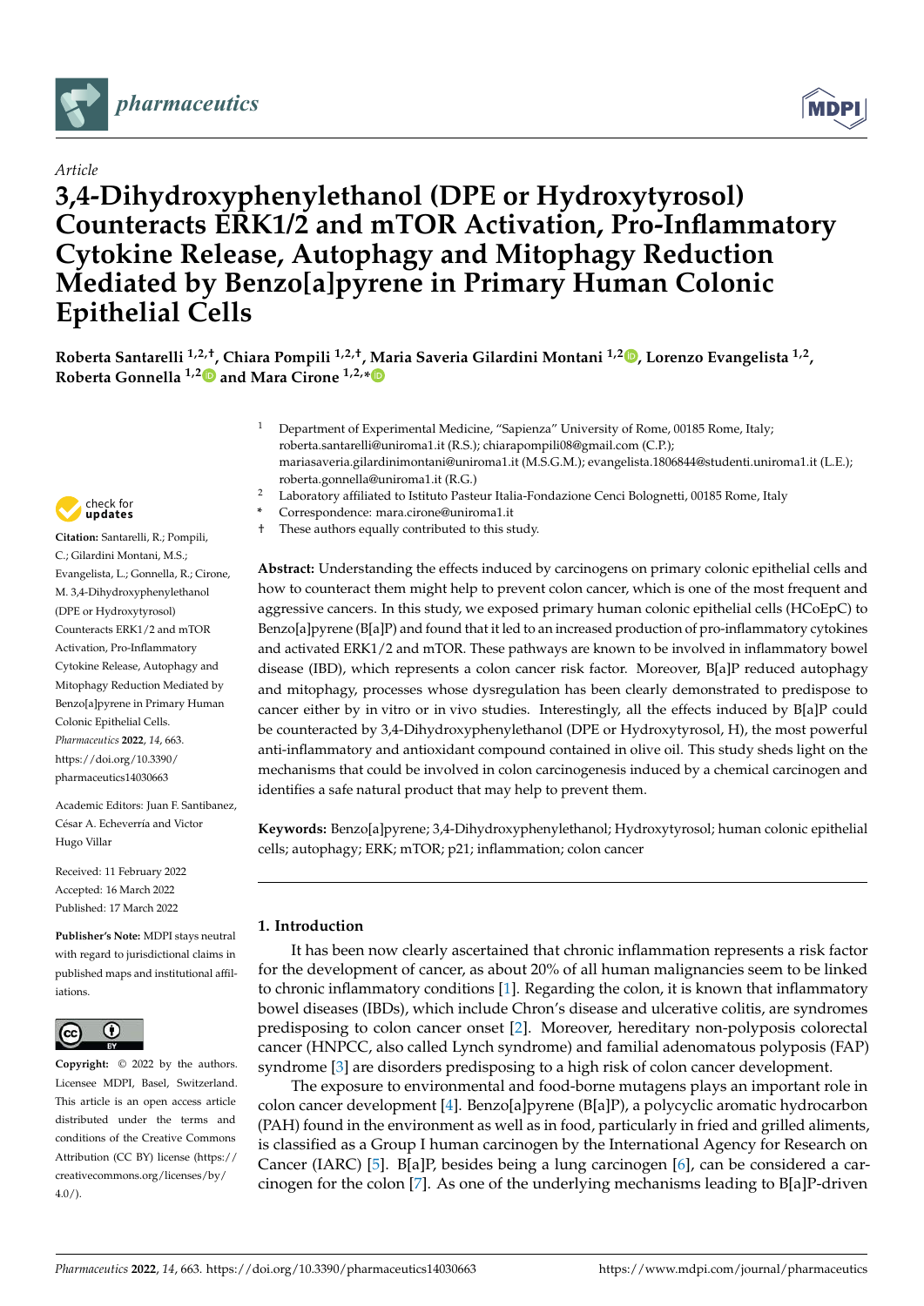*Article*

# 3,4-Dihydroxyphenylethanol (DPE or Hydroxytyrosol) Counteracts ERK1/2 and mTOR Activation, Pro-Inflammatory Cytokine Release, Autophagy and Mitophagy Reduction Mediated by Benzo[a]pyrene in Primary Human Colonic Epithelial Cells

**Roberta Santarelli [1,2,†], Chiara Pompili [1,2,†], Maria Saveria Gilardini Montani [1,2], Lorenzo Evangelista [1,2], Roberta Gonnella [1,2] and Mara Cirone [1,2,*]**

[1] Department of Experimental Medicine, "Sapienza" University of Rome, 00185 Rome, Italy; roberta.santarelli@uniroma1.it (R.S.); chiarapompili08@gmail.com (C.P.); mariasaveria.gilardinimontani@uniroma1.it (M.S.G.M.); evangelista.1806844@studenti.uniroma1.it (L.E.); roberta.gonnella@uniroma1.it (R.G.)

[2] Laboratory affiliated to Istituto Pasteur Italia-Fondazione Cenci Bolognetti, 00185 Rome, Italy

\* Correspondence: mara.cirone@uniroma1.it

† These authors equally contributed to this study.

**Citation:** Santarelli, R.; Pompili, C.; Gilardini Montani, M.S.; Evangelista, L.; Gonnella, R.; Cirone, M. 3,4-Dihydroxyphenylethanol (DPE or Hydroxytyrosol) Counteracts ERK1/2 and mTOR Activation, Pro-Inflammatory Cytokine Release, Autophagy and Mitophagy Reduction Mediated by Benzo[a]pyrene in Primary Human Colonic Epithelial Cells. *Pharmaceutics* **2022**, *14*, 663. https://doi.org/10.3390/pharmaceutics14030663

Academic Editors: Juan F. Santibanez, César A. Echeverría and Victor Hugo Villar

Received: 11 February 2022
Accepted: 16 March 2022
Published: 17 March 2022

**Publisher's Note:** MDPI stays neutral with regard to jurisdictional claims in published maps and institutional affiliations.

**Copyright:** © 2022 by the authors. Licensee MDPI, Basel, Switzerland. This article is an open access article distributed under the terms and conditions of the Creative Commons Attribution (CC BY) license (https://creativecommons.org/licenses/by/4.0/).

**Abstract:** Understanding the effects induced by carcinogens on primary colonic epithelial cells and how to counteract them might help to prevent colon cancer, which is one of the most frequent and aggressive cancers. In this study, we exposed primary human colonic epithelial cells (HCoEpC) to Benzo[a]pyrene (B[a]P) and found that it led to an increased production of pro-inflammatory cytokines and activated ERK1/2 and mTOR. These pathways are known to be involved in inflammatory bowel disease (IBD), which represents a colon cancer risk factor. Moreover, B[a]P reduced autophagy and mitophagy, processes whose dysregulation has been clearly demonstrated to predispose to cancer either by in vitro or in vivo studies. Interestingly, all the effects induced by B[a]P could be counteracted by 3,4-Dihydroxyphenylethanol (DPE or Hydroxytyrosol, H), the most powerful anti-inflammatory and antioxidant compound contained in olive oil. This study sheds light on the mechanisms that could be involved in colon carcinogenesis induced by a chemical carcinogen and identifies a safe natural product that may help to prevent them.

**Keywords:** Benzo[a]pyrene; 3,4-Dihydroxyphenylethanol; Hydroxytyrosol; human colonic epithelial cells; autophagy; ERK; mTOR; p21; inflammation; colon cancer

## 1. Introduction

It has been now clearly ascertained that chronic inflammation represents a risk factor for the development of cancer, as about 20% of all human malignancies seem to be linked to chronic inflammatory conditions [1]. Regarding the colon, it is known that inflammatory bowel diseases (IBDs), which include Chron's disease and ulcerative colitis, are syndromes predisposing to colon cancer onset [2]. Moreover, hereditary non-polyposis colorectal cancer (HNPCC, also called Lynch syndrome) and familial adenomatous polyposis (FAP) syndrome [3] are disorders predisposing to a high risk of colon cancer development.

The exposure to environmental and food-borne mutagens plays an important role in colon cancer development [4]. Benzo[a]pyrene (B[a]P), a polycyclic aromatic hydrocarbon (PAH) found in the environment as well as in food, particularly in fried and grilled aliments, is classified as a Group I human carcinogen by the International Agency for Research on Cancer (IARC) [5]. B[a]P, besides being a lung carcinogen [6], can be considered a carcinogen for the colon [7]. As one of the underlying mechanisms leading to B[a]P-driven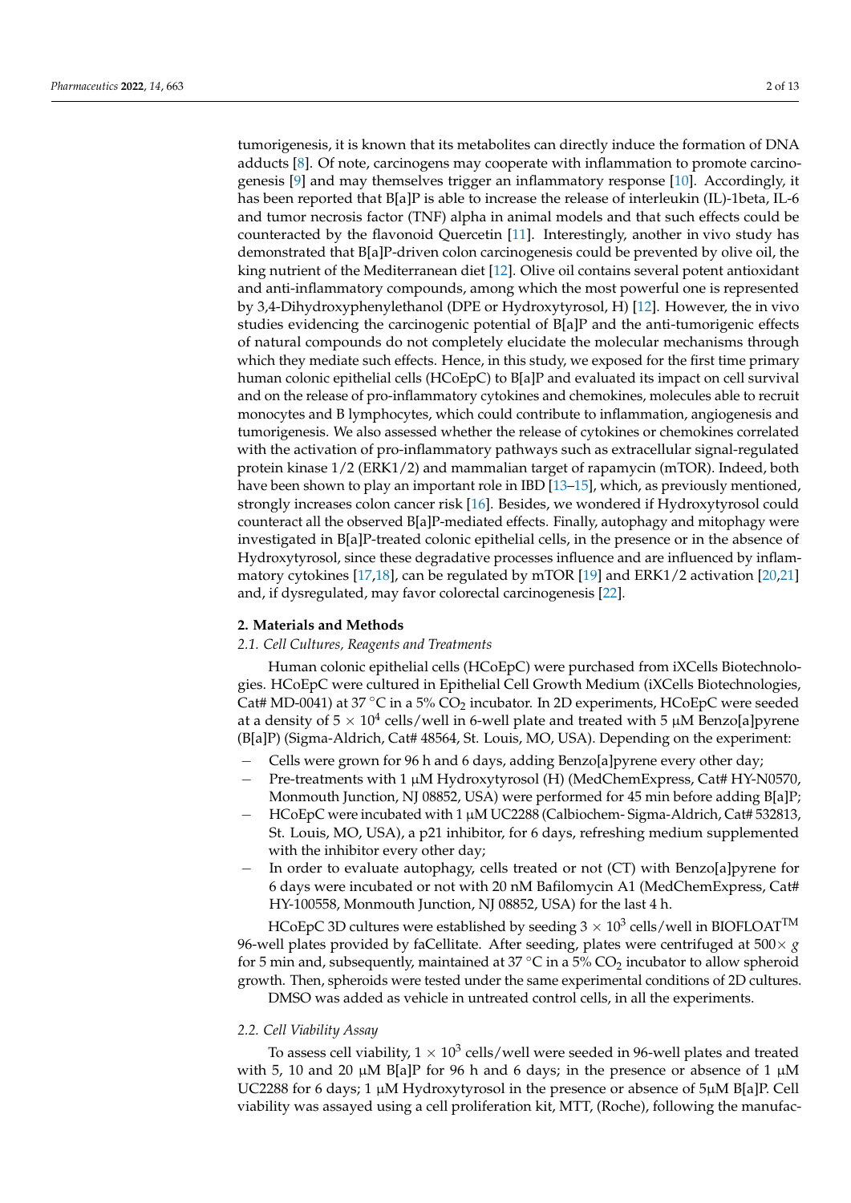tumorigenesis, it is known that its metabolites can directly induce the formation of DNA adducts [8]. Of note, carcinogens may cooperate with inflammation to promote carcinogenesis [9] and may themselves trigger an inflammatory response [10]. Accordingly, it has been reported that B[a]P is able to increase the release of interleukin (IL)-1beta, IL-6 and tumor necrosis factor (TNF) alpha in animal models and that such effects could be counteracted by the flavonoid Quercetin [11]. Interestingly, another in vivo study has demonstrated that B[a]P-driven colon carcinogenesis could be prevented by olive oil, the king nutrient of the Mediterranean diet [12]. Olive oil contains several potent antioxidant and anti-inflammatory compounds, among which the most powerful one is represented by 3,4-Dihydroxyphenylethanol (DPE or Hydroxytyrosol, H) [12]. However, the in vivo studies evidencing the carcinogenic potential of B[a]P and the anti-tumorigenic effects of natural compounds do not completely elucidate the molecular mechanisms through which they mediate such effects. Hence, in this study, we exposed for the first time primary human colonic epithelial cells (HCoEpC) to B[a]P and evaluated its impact on cell survival and on the release of pro-inflammatory cytokines and chemokines, molecules able to recruit monocytes and B lymphocytes, which could contribute to inflammation, angiogenesis and tumorigenesis. We also assessed whether the release of cytokines or chemokines correlated with the activation of pro-inflammatory pathways such as extracellular signal-regulated protein kinase 1/2 (ERK1/2) and mammalian target of rapamycin (mTOR). Indeed, both have been shown to play an important role in IBD [13–15], which, as previously mentioned, strongly increases colon cancer risk [16]. Besides, we wondered if Hydroxytyrosol could counteract all the observed B[a]P-mediated effects. Finally, autophagy and mitophagy were investigated in B[a]P-treated colonic epithelial cells, in the presence or in the absence of Hydroxytyrosol, since these degradative processes influence and are influenced by inflammatory cytokines [17,18], can be regulated by mTOR [19] and ERK1/2 activation [20,21] and, if dysregulated, may favor colorectal carcinogenesis [22].

## 2. Materials and Methods

### *2.1. Cell Cultures, Reagents and Treatments*

Human colonic epithelial cells (HCoEpC) were purchased from iXCells Biotechnologies. HCoEpC were cultured in Epithelial Cell Growth Medium (iXCells Biotechnologies, Cat# MD-0041) at 37 °C in a 5% $CO_2$ incubator. In 2D experiments, HCoEpC were seeded at a density of $5 \times 10^4$ cells/well in 6-well plate and treated with 5 µM Benzo[a]pyrene (B[a]P) (Sigma-Aldrich, Cat# 48564, St. Louis, MO, USA). Depending on the experiment:

- Cells were grown for 96 h and 6 days, adding Benzo[a]pyrene every other day;
- Pre-treatments with 1 µM Hydroxytyrosol (H) (MedChemExpress, Cat# HY-N0570, Monmouth Junction, NJ 08852, USA) were performed for 45 min before adding B[a]P;
- HCoEpC were incubated with 1 µM UC2288 (Calbiochem- Sigma-Aldrich, Cat# 532813, St. Louis, MO, USA), a p21 inhibitor, for 6 days, refreshing medium supplemented with the inhibitor every other day;
- In order to evaluate autophagy, cells treated or not (CT) with Benzo[a]pyrene for 6 days were incubated or not with 20 nM Bafilomycin A1 (MedChemExpress, Cat# HY-100558, Monmouth Junction, NJ 08852, USA) for the last 4 h.

HCoEpC 3D cultures were established by seeding $3 \times 10^3$ cells/well in BIOFLOAT™ 96-well plates provided by faCellitate. After seeding, plates were centrifuged at $500\times g$ for 5 min and, subsequently, maintained at 37 °C in a 5% $CO_2$ incubator to allow spheroid growth. Then, spheroids were tested under the same experimental conditions of 2D cultures.

DMSO was added as vehicle in untreated control cells, in all the experiments.

### *2.2. Cell Viability Assay*

To assess cell viability, $1 \times 10^3$ cells/well were seeded in 96-well plates and treated with 5, 10 and 20 µM B[a]P for 96 h and 6 days; in the presence or absence of 1 µM UC2288 for 6 days; 1 µM Hydroxytyrosol in the presence or absence of 5µM B[a]P. Cell viability was assayed using a cell proliferation kit, MTT, (Roche), following the manufac-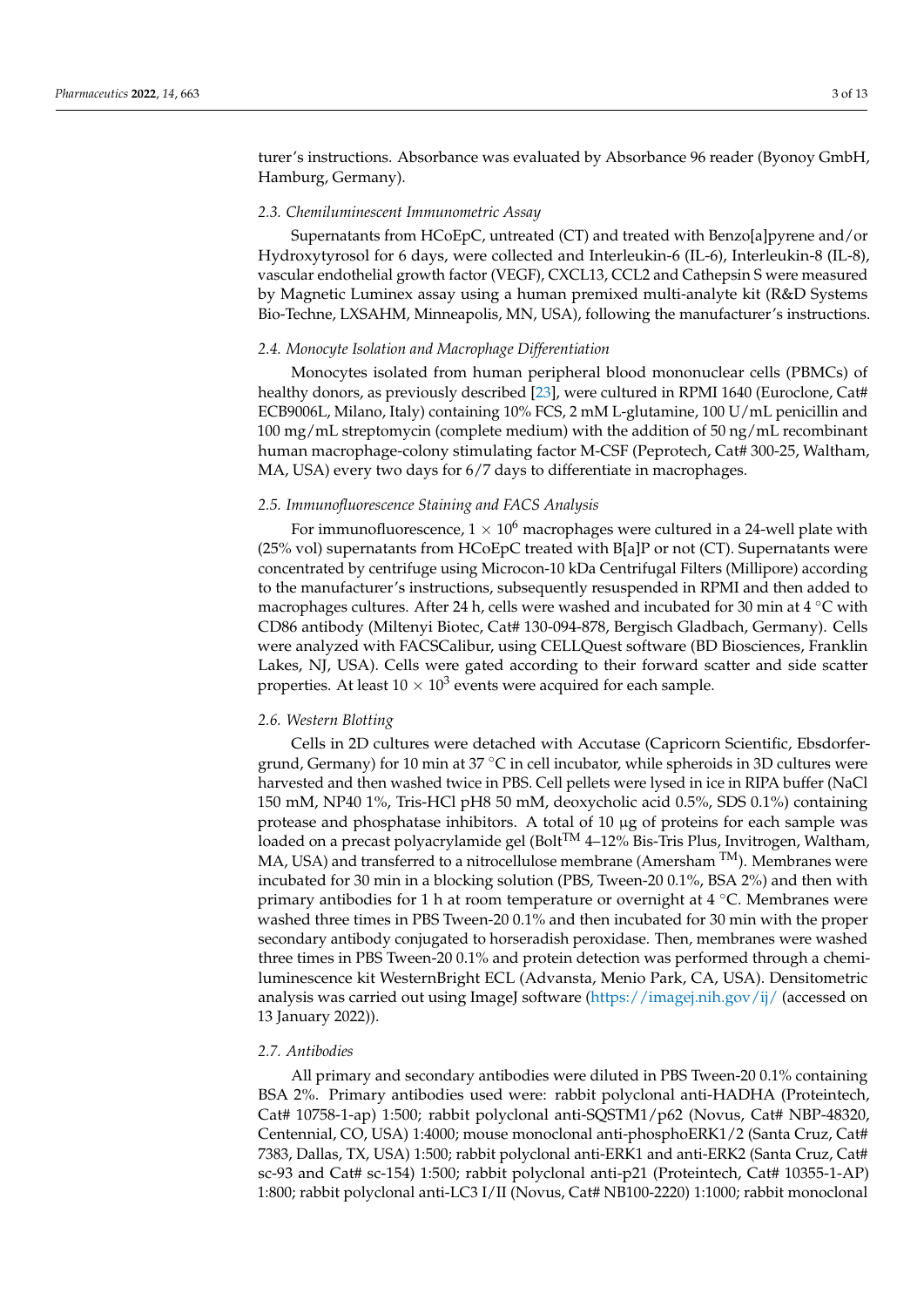turer's instructions. Absorbance was evaluated by Absorbance 96 reader (Byonoy GmbH, Hamburg, Germany).

### 2.3. Chemiluminescent Immunometric Assay

Supernatants from HCoEpC, untreated (CT) and treated with Benzo[a]pyrene and/or Hydroxytyrosol for 6 days, were collected and Interleukin-6 (IL-6), Interleukin-8 (IL-8), vascular endothelial growth factor (VEGF), CXCL13, CCL2 and Cathepsin S were measured by Magnetic Luminex assay using a human premixed multi-analyte kit (R&D Systems Bio-Techne, LXSAHM, Minneapolis, MN, USA), following the manufacturer's instructions.

### 2.4. Monocyte Isolation and Macrophage Differentiation

Monocytes isolated from human peripheral blood mononuclear cells (PBMCs) of healthy donors, as previously described [23], were cultured in RPMI 1640 (Euroclone, Cat# ECB9006L, Milano, Italy) containing 10% FCS, 2 mM L-glutamine, 100 U/mL penicillin and 100 mg/mL streptomycin (complete medium) with the addition of 50 ng/mL recombinant human macrophage-colony stimulating factor M-CSF (Peprotech, Cat# 300-25, Waltham, MA, USA) every two days for 6/7 days to differentiate in macrophages.

### 2.5. Immunofluorescence Staining and FACS Analysis

For immunofluorescence, $1 \times 10^6$ macrophages were cultured in a 24-well plate with (25% vol) supernatants from HCoEpC treated with B[a]P or not (CT). Supernatants were concentrated by centrifuge using Microcon-10 kDa Centrifugal Filters (Millipore) according to the manufacturer's instructions, subsequently resuspended in RPMI and then added to macrophages cultures. After 24 h, cells were washed and incubated for 30 min at 4 °C with CD86 antibody (Miltenyi Biotec, Cat# 130-094-878, Bergisch Gladbach, Germany). Cells were analyzed with FACSCalibur, using CELLQuest software (BD Biosciences, Franklin Lakes, NJ, USA). Cells were gated according to their forward scatter and side scatter properties. At least $10 \times 10^3$ events were acquired for each sample.

### 2.6. Western Blotting

Cells in 2D cultures were detached with Accutase (Capricorn Scientific, Ebsdorfergrund, Germany) for 10 min at 37 °C in cell incubator, while spheroids in 3D cultures were harvested and then washed twice in PBS. Cell pellets were lysed in ice in RIPA buffer (NaCl 150 mM, NP40 1%, Tris-HCl pH8 50 mM, deoxycholic acid 0.5%, SDS 0.1%) containing protease and phosphatase inhibitors. A total of 10 µg of proteins for each sample was loaded on a precast polyacrylamide gel (Bolt™ 4–12% Bis-Tris Plus, Invitrogen, Waltham, MA, USA) and transferred to a nitrocellulose membrane (Amersham ™). Membranes were incubated for 30 min in a blocking solution (PBS, Tween-20 0.1%, BSA 2%) and then with primary antibodies for 1 h at room temperature or overnight at 4 °C. Membranes were washed three times in PBS Tween-20 0.1% and then incubated for 30 min with the proper secondary antibody conjugated to horseradish peroxidase. Then, membranes were washed three times in PBS Tween-20 0.1% and protein detection was performed through a chemiluminescence kit WesternBright ECL (Advansta, Menio Park, CA, USA). Densitometric analysis was carried out using ImageJ software (https://imagej.nih.gov/ij/ (accessed on 13 January 2022)).

### 2.7. Antibodies

All primary and secondary antibodies were diluted in PBS Tween-20 0.1% containing BSA 2%. Primary antibodies used were: rabbit polyclonal anti-HADHA (Proteintech, Cat# 10758-1-ap) 1:500; rabbit polyclonal anti-SQSTM1/p62 (Novus, Cat# NBP-48320, Centennial, CO, USA) 1:4000; mouse monoclonal anti-phosphoERK1/2 (Santa Cruz, Cat# 7383, Dallas, TX, USA) 1:500; rabbit polyclonal anti-ERK1 and anti-ERK2 (Santa Cruz, Cat# sc-93 and Cat# sc-154) 1:500; rabbit polyclonal anti-p21 (Proteintech, Cat# 10355-1-AP) 1:800; rabbit polyclonal anti-LC3 I/II (Novus, Cat# NB100-2220) 1:1000; rabbit monoclonal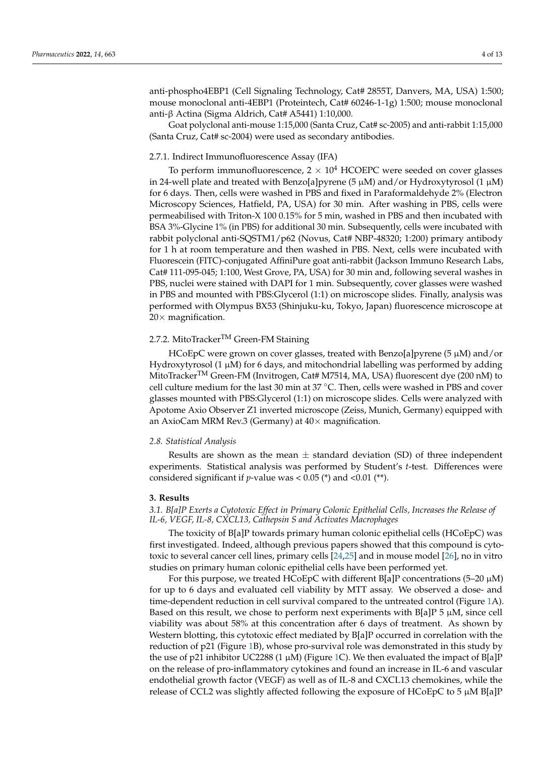anti-phospho4EBP1 (Cell Signaling Technology, Cat# 2855T, Danvers, MA, USA) 1:500; mouse monoclonal anti-4EBP1 (Proteintech, Cat# 60246-1-1g) 1:500; mouse monoclonal anti-β Actina (Sigma Aldrich, Cat# A5441) 1:10,000.

Goat polyclonal anti-mouse 1:15,000 (Santa Cruz, Cat# sc-2005) and anti-rabbit 1:15,000 (Santa Cruz, Cat# sc-2004) were used as secondary antibodies.

#### 2.7.1. Indirect Immunofluorescence Assay (IFA)

To perform immunofluorescence, $2 \times 10^4$ HCOEPC were seeded on cover glasses in 24-well plate and treated with Benzo[a]pyrene (5 μM) and/or Hydroxytyrosol (1 μM) for 6 days. Then, cells were washed in PBS and fixed in Paraformaldehyde 2% (Electron Microscopy Sciences, Hatfield, PA, USA) for 30 min. After washing in PBS, cells were permeabilised with Triton-X 100 0.15% for 5 min, washed in PBS and then incubated with BSA 3%-Glycine 1% (in PBS) for additional 30 min. Subsequently, cells were incubated with rabbit polyclonal anti-SQSTM1/p62 (Novus, Cat# NBP-48320; 1:200) primary antibody for 1 h at room temperature and then washed in PBS. Next, cells were incubated with Fluorescein (FITC)-conjugated AffiniPure goat anti-rabbit (Jackson Immuno Research Labs, Cat# 111-095-045; 1:100, West Grove, PA, USA) for 30 min and, following several washes in PBS, nuclei were stained with DAPI for 1 min. Subsequently, cover glasses were washed in PBS and mounted with PBS:Glycerol (1:1) on microscope slides. Finally, analysis was performed with Olympus BX53 (Shinjuku-ku, Tokyo, Japan) fluorescence microscope at 20× magnification.

#### 2.7.2. MitoTracker™ Green-FM Staining

HCoEpC were grown on cover glasses, treated with Benzo[a]pyrene (5 μM) and/or Hydroxytyrosol (1 μM) for 6 days, and mitochondrial labelling was performed by adding MitoTracker™ Green-FM (Invitrogen, Cat# M7514, MA, USA) fluorescent dye (200 nM) to cell culture medium for the last 30 min at 37 °C. Then, cells were washed in PBS and cover glasses mounted with PBS:Glycerol (1:1) on microscope slides. Cells were analyzed with Apotome Axio Observer Z1 inverted microscope (Zeiss, Munich, Germany) equipped with an AxioCam MRM Rev.3 (Germany) at 40× magnification.

### *2.8. Statistical Analysis*

Results are shown as the mean ± standard deviation (SD) of three independent experiments. Statistical analysis was performed by Student's *t*-test. Differences were considered significant if *p*-value was < 0.05 (*) and <0.01 (**).

## 3. Results

### *3.1. B[a]P Exerts a Cytotoxic Effect in Primary Colonic Epithelial Cells, Increases the Release of IL-6, VEGF, IL-8, CXCL13, Cathepsin S and Activates Macrophages*

The toxicity of B[a]P towards primary human colonic epithelial cells (HCoEpC) was first investigated. Indeed, although previous papers showed that this compound is cytotoxic to several cancer cell lines, primary cells [24,25] and in mouse model [26], no in vitro studies on primary human colonic epithelial cells have been performed yet.

For this purpose, we treated HCoEpC with different B[a]P concentrations (5–20 μM) for up to 6 days and evaluated cell viability by MTT assay. We observed a dose- and time-dependent reduction in cell survival compared to the untreated control (Figure 1A). Based on this result, we chose to perform next experiments with B[a]P 5 μM, since cell viability was about 58% at this concentration after 6 days of treatment. As shown by Western blotting, this cytotoxic effect mediated by B[a]P occurred in correlation with the reduction of p21 (Figure 1B), whose pro-survival role was demonstrated in this study by the use of p21 inhibitor UC2288 (1 μM) (Figure 1C). We then evaluated the impact of B[a]P on the release of pro-inflammatory cytokines and found an increase in IL-6 and vascular endothelial growth factor (VEGF) as well as of IL-8 and CXCL13 chemokines, while the release of CCL2 was slightly affected following the exposure of HCoEpC to 5 μM B[a]P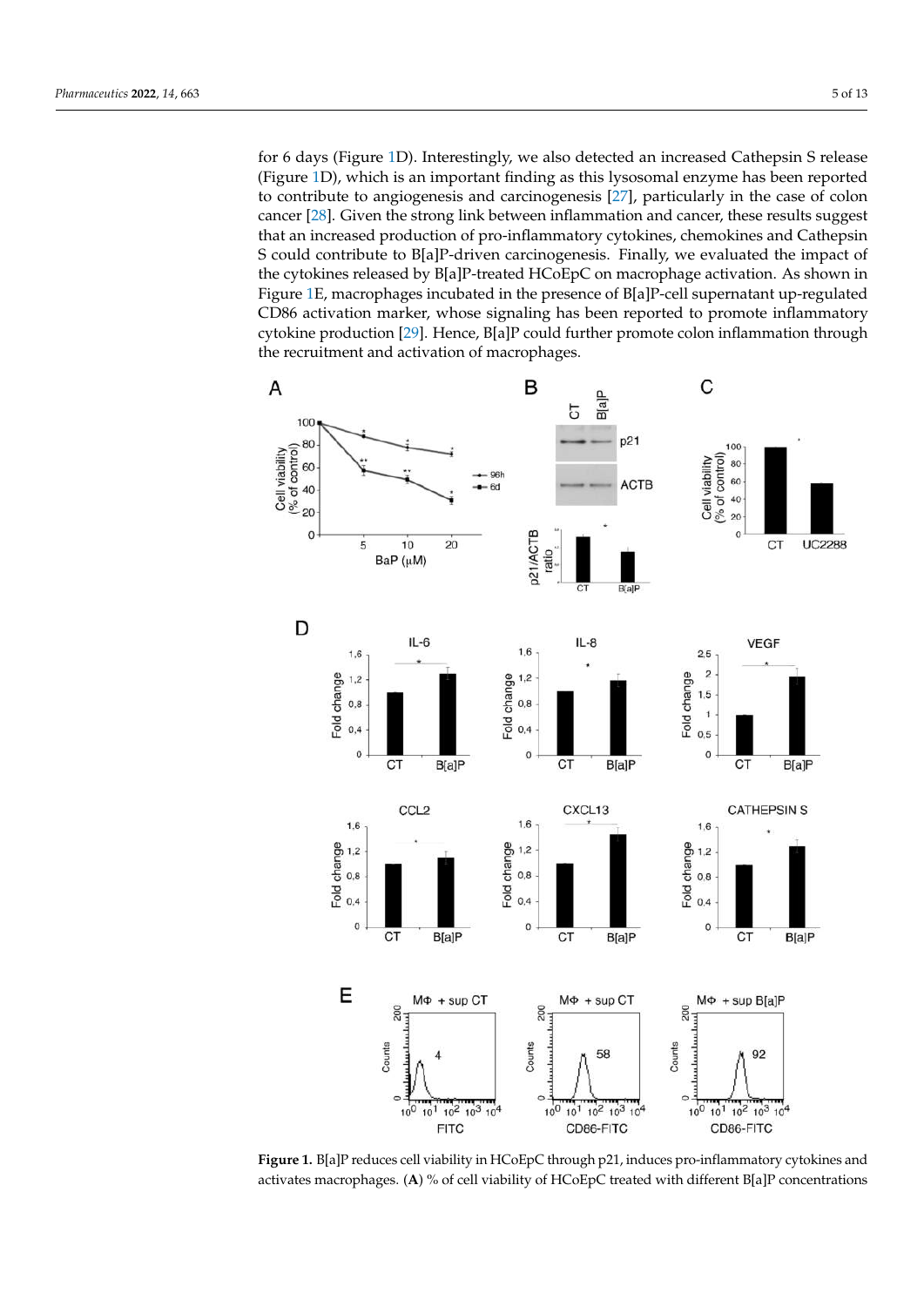for 6 days (Figure 1D). Interestingly, we also detected an increased Cathepsin S release (Figure 1D), which is an important finding as this lysosomal enzyme has been reported to contribute to angiogenesis and carcinogenesis [27], particularly in the case of colon cancer [28]. Given the strong link between inflammation and cancer, these results suggest that an increased production of pro-inflammatory cytokines, chemokines and Cathepsin S could contribute to B[a]P-driven carcinogenesis. Finally, we evaluated the impact of the cytokines released by B[a]P-treated HCoEpC on macrophage activation. As shown in Figure 1E, macrophages incubated in the presence of B[a]P-cell supernatant up-regulated CD86 activation marker, whose signaling has been reported to promote inflammatory cytokine production [29]. Hence, B[a]P could further promote colon inflammation through the recruitment and activation of macrophages.

**Figure 1.** B[a]P reduces cell viability in HCoEpC through p21, induces pro-inflammatory cytokines and activates macrophages. (**A**) % of cell viability of HCoEpC treated with different B[a]P concentrations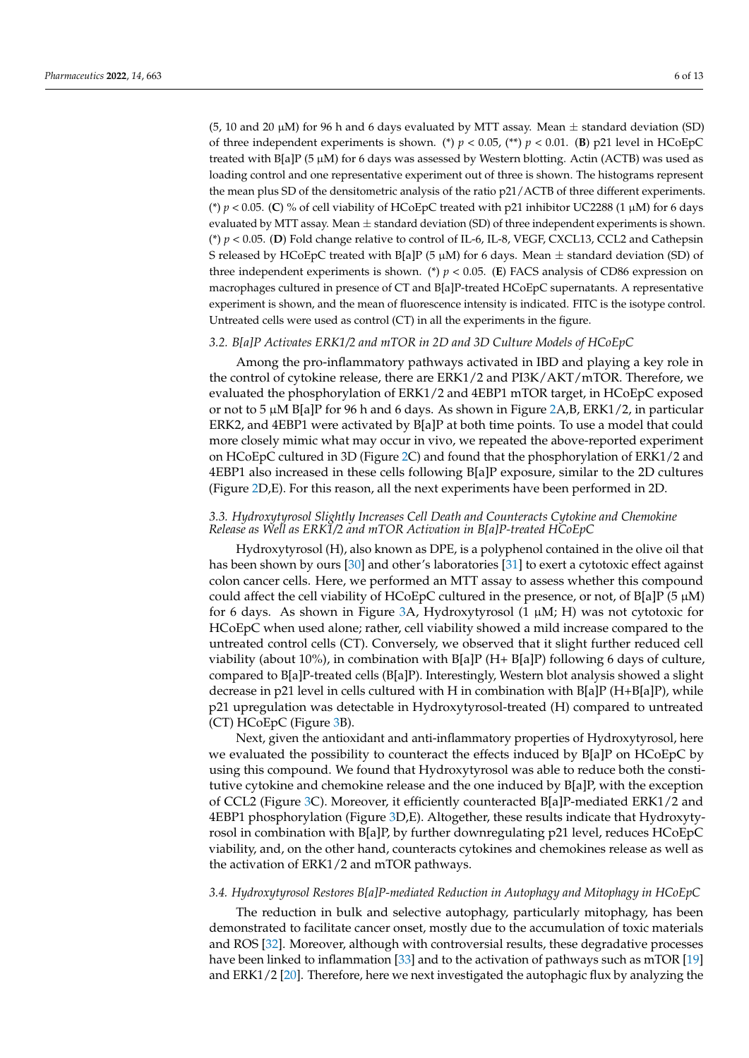(5, 10 and 20 μM) for 96 h and 6 days evaluated by MTT assay. Mean ± standard deviation (SD) of three independent experiments is shown. (*) $p < 0.05$, (**) $p < 0.01$. (**B**) p21 level in HCoEpC treated with B[a]P (5 μM) for 6 days was assessed by Western blotting. Actin (ACTB) was used as loading control and one representative experiment out of three is shown. The histograms represent the mean plus SD of the densitometric analysis of the ratio p21/ACTB of three different experiments. (*) $p < 0.05$. (**C**) % of cell viability of HCoEpC treated with p21 inhibitor UC2288 (1 μM) for 6 days evaluated by MTT assay. Mean ± standard deviation (SD) of three independent experiments is shown. (*) $p < 0.05$. (**D**) Fold change relative to control of IL-6, IL-8, VEGF, CXCL13, CCL2 and Cathepsin S released by HCoEpC treated with B[a]P (5 μM) for 6 days. Mean ± standard deviation (SD) of three independent experiments is shown. (*) $p < 0.05$. (**E**) FACS analysis of CD86 expression on macrophages cultured in presence of CT and B[a]P-treated HCoEpC supernatants. A representative experiment is shown, and the mean of fluorescence intensity is indicated. FITC is the isotype control. Untreated cells were used as control (CT) in all the experiments in the figure.

### 3.2. B[a]P Activates ERK1/2 and mTOR in 2D and 3D Culture Models of HCoEpC

Among the pro-inflammatory pathways activated in IBD and playing a key role in the control of cytokine release, there are ERK1/2 and PI3K/AKT/mTOR. Therefore, we evaluated the phosphorylation of ERK1/2 and 4EBP1 mTOR target, in HCoEpC exposed or not to 5 μM B[a]P for 96 h and 6 days. As shown in Figure 2A,B, ERK1/2, in particular ERK2, and 4EBP1 were activated by B[a]P at both time points. To use a model that could more closely mimic what may occur in vivo, we repeated the above-reported experiment on HCoEpC cultured in 3D (Figure 2C) and found that the phosphorylation of ERK1/2 and 4EBP1 also increased in these cells following B[a]P exposure, similar to the 2D cultures (Figure 2D,E). For this reason, all the next experiments have been performed in 2D.

### 3.3. Hydroxytyrosol Slightly Increases Cell Death and Counteracts Cytokine and Chemokine Release as Well as ERK1/2 and mTOR Activation in B[a]P-treated HCoEpC

Hydroxytyrosol (H), also known as DPE, is a polyphenol contained in the olive oil that has been shown by ours [30] and other's laboratories [31] to exert a cytotoxic effect against colon cancer cells. Here, we performed an MTT assay to assess whether this compound could affect the cell viability of HCoEpC cultured in the presence, or not, of B[a]P (5 μM) for 6 days. As shown in Figure 3A, Hydroxytyrosol (1 μM; H) was not cytotoxic for HCoEpC when used alone; rather, cell viability showed a mild increase compared to the untreated control cells (CT). Conversely, we observed that it slight further reduced cell viability (about 10%), in combination with B[a]P (H+ B[a]P) following 6 days of culture, compared to B[a]P-treated cells (B[a]P). Interestingly, Western blot analysis showed a slight decrease in p21 level in cells cultured with H in combination with B[a]P (H+B[a]P), while p21 upregulation was detectable in Hydroxytyrosol-treated (H) compared to untreated (CT) HCoEpC (Figure 3B).

Next, given the antioxidant and anti-inflammatory properties of Hydroxytyrosol, here we evaluated the possibility to counteract the effects induced by B[a]P on HCoEpC by using this compound. We found that Hydroxytyrosol was able to reduce both the constitutive cytokine and chemokine release and the one induced by B[a]P, with the exception of CCL2 (Figure 3C). Moreover, it efficiently counteracted B[a]P-mediated ERK1/2 and 4EBP1 phosphorylation (Figure 3D,E). Altogether, these results indicate that Hydroxytyrosol in combination with B[a]P, by further downregulating p21 level, reduces HCoEpC viability, and, on the other hand, counteracts cytokines and chemokines release as well as the activation of ERK1/2 and mTOR pathways.

### 3.4. Hydroxytyrosol Restores B[a]P-mediated Reduction in Autophagy and Mitophagy in HCoEpC

The reduction in bulk and selective autophagy, particularly mitophagy, has been demonstrated to facilitate cancer onset, mostly due to the accumulation of toxic materials and ROS [32]. Moreover, although with controversial results, these degradative processes have been linked to inflammation [33] and to the activation of pathways such as mTOR [19] and ERK1/2 [20]. Therefore, here we next investigated the autophagic flux by analyzing the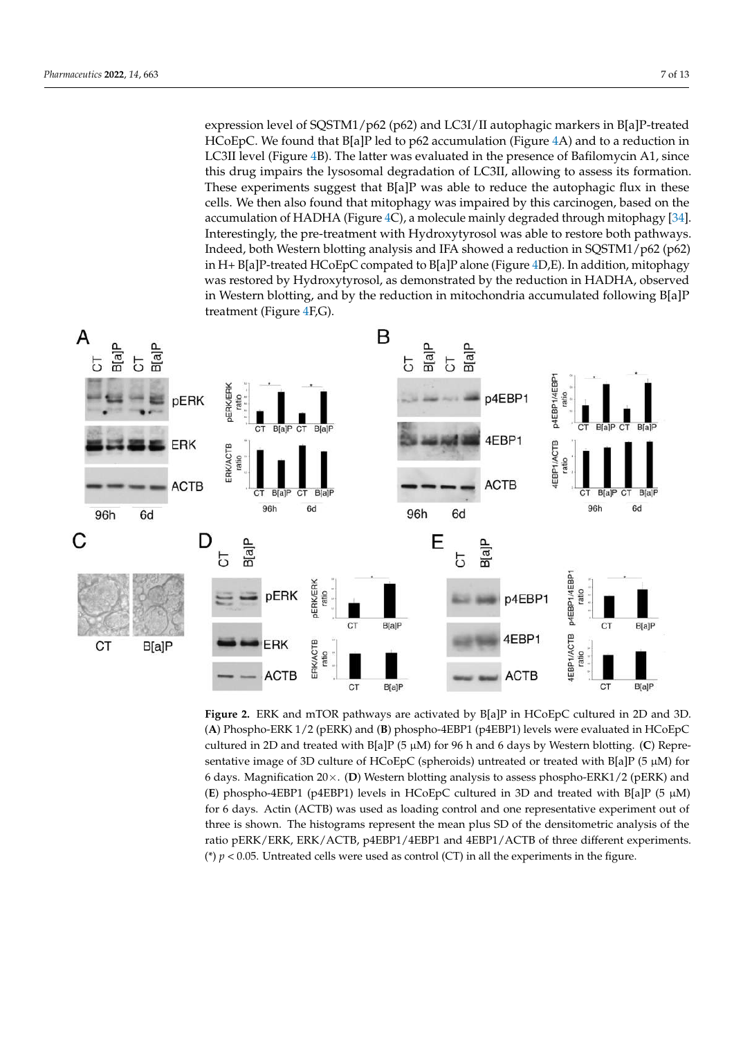expression level of SQSTM1/p62 (p62) and LC3I/II autophagic markers in B[a]P-treated HCoEpC. We found that B[a]P led to p62 accumulation (Figure 4A) and to a reduction in LC3II level (Figure 4B). The latter was evaluated in the presence of Bafilomycin A1, since this drug impairs the lysosomal degradation of LC3II, allowing to assess its formation. These experiments suggest that B[a]P was able to reduce the autophagic flux in these cells. We then also found that mitophagy was impaired by this carcinogen, based on the accumulation of HADHA (Figure 4C), a molecule mainly degraded through mitophagy [34]. Interestingly, the pre-treatment with Hydroxytyrosol was able to restore both pathways. Indeed, both Western blotting analysis and IFA showed a reduction in SQSTM1/p62 (p62) in H+ B[a]P-treated HCoEpC compated to B[a]P alone (Figure 4D,E). In addition, mitophagy was restored by Hydroxytyrosol, as demonstrated by the reduction in HADHA, observed in Western blotting, and by the reduction in mitochondria accumulated following B[a]P treatment (Figure 4F,G).

**Figure 2.** ERK and mTOR pathways are activated by B[a]P in HCoEpC cultured in 2D and 3D. (**A**) Phospho-ERK 1/2 (pERK) and (**B**) phospho-4EBP1 (p4EBP1) levels were evaluated in HCoEpC cultured in 2D and treated with B[a]P (5 μM) for 96 h and 6 days by Western blotting. (**C**) Representative image of 3D culture of HCoEpC (spheroids) untreated or treated with B[a]P (5 μM) for 6 days. Magnification 20×. (**D**) Western blotting analysis to assess phospho-ERK1/2 (pERK) and (**E**) phospho-4EBP1 (p4EBP1) levels in HCoEpC cultured in 3D and treated with B[a]P (5 μM) for 6 days. Actin (ACTB) was used as loading control and one representative experiment out of three is shown. The histograms represent the mean plus SD of the densitometric analysis of the ratio pERK/ERK, ERK/ACTB, p4EBP1/4EBP1 and 4EBP1/ACTB of three different experiments. (*) $p < 0.05$. Untreated cells were used as control (CT) in all the experiments in the figure.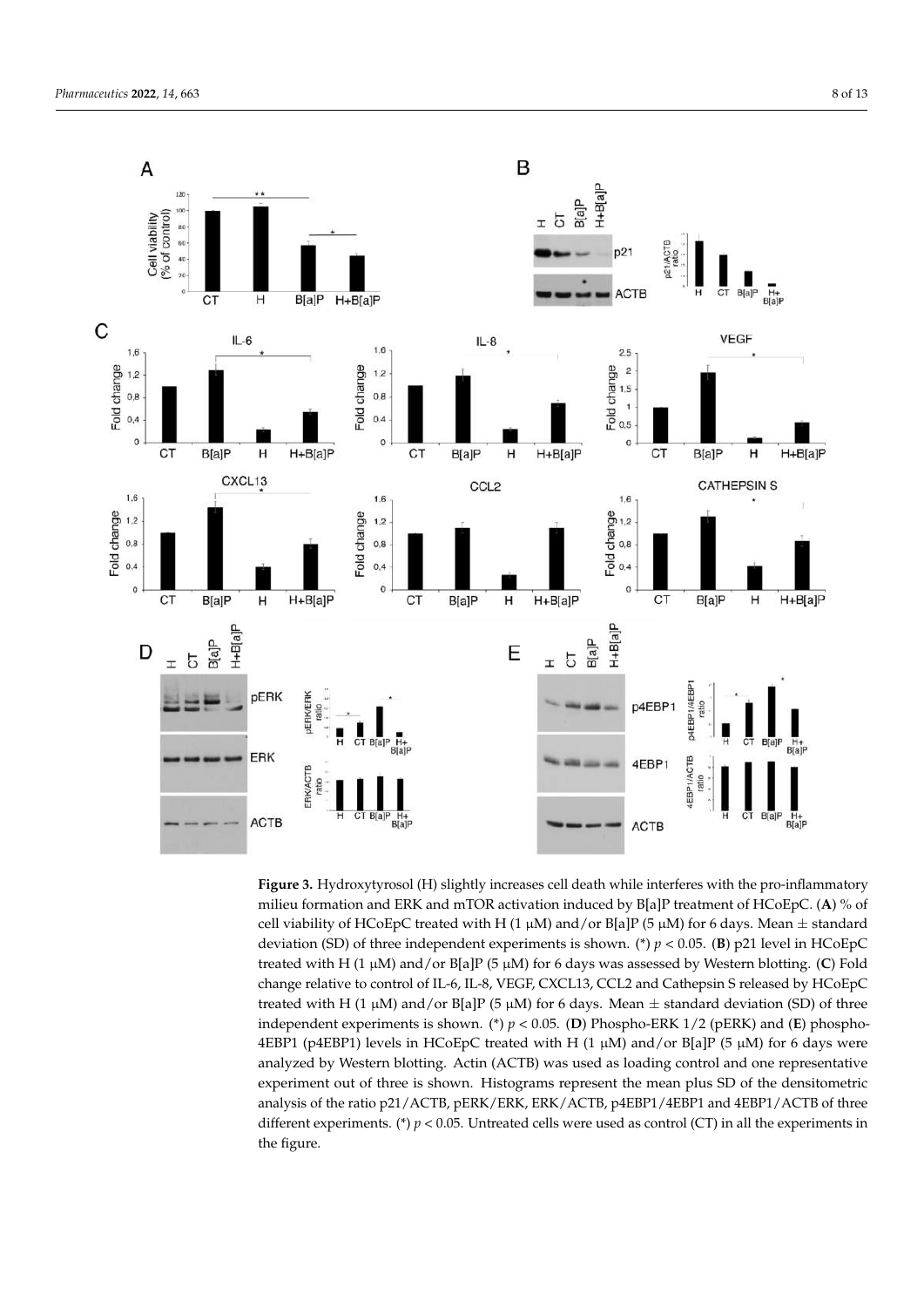**Figure 3.** Hydroxytyrosol (H) slightly increases cell death while interferes with the pro-inflammatory milieu formation and ERK and mTOR activation induced by B[a]P treatment of HCoEpC. (**A**) % of cell viability of HCoEpC treated with H (1 μM) and/or B[a]P (5 μM) for 6 days. Mean ± standard deviation (SD) of three independent experiments is shown. (*) $p < 0.05$. (**B**) p21 level in HCoEpC treated with H (1 μM) and/or B[a]P (5 μM) for 6 days was assessed by Western blotting. (**C**) Fold change relative to control of IL-6, IL-8, VEGF, CXCL13, CCL2 and Cathepsin S released by HCoEpC treated with H (1 μM) and/or B[a]P (5 μM) for 6 days. Mean ± standard deviation (SD) of three independent experiments is shown. (*) $p < 0.05$. (**D**) Phospho-ERK 1/2 (pERK) and (**E**) phospho-4EBP1 (p4EBP1) levels in HCoEpC treated with H (1 μM) and/or B[a]P (5 μM) for 6 days were analyzed by Western blotting. Actin (ACTB) was used as loading control and one representative experiment out of three is shown. Histograms represent the mean plus SD of the densitometric analysis of the ratio p21/ACTB, pERK/ERK, ERK/ACTB, p4EBP1/4EBP1 and 4EBP1/ACTB of three different experiments. (*) $p < 0.05$. Untreated cells were used as control (CT) in all the experiments in the figure.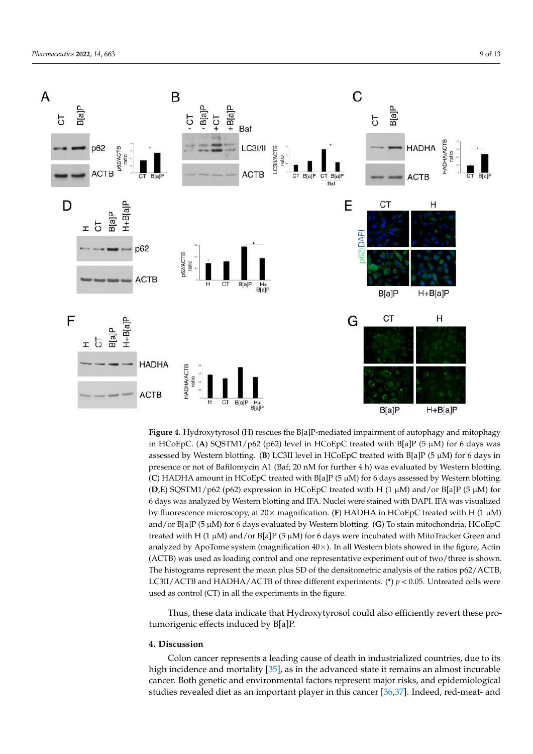**Figure 4.** Hydroxytyrosol (H) rescues the B[a]P-mediated impairment of autophagy and mitophagy in HCoEpC. (**A**) SQSTM1/p62 (p62) level in HCoEpC treated with B[a]P (5 μM) for 6 days was assessed by Western blotting. (**B**) LC3II level in HCoEpC treated with B[a]P (5 μM) for 6 days in presence or not of Bafilomycin A1 (Baf; 20 nM for further 4 h) was evaluated by Western blotting. (**C**) HADHA amount in HCoEpC treated with B[a]P (5 μM) for 6 days assessed by Western blotting. (**D**,**E**) SQSTM1/p62 (p62) expression in HCoEpC treated with H (1 μM) and/or B[a]P (5 μM) for 6 days was analyzed by Western blotting and IFA. Nuclei were stained with DAPI. IFA was visualized by fluorescence microscopy, at 20× magnification. (**F**) HADHA in HCoEpC treated with H (1 μM) and/or B[a]P (5 μM) for 6 days evaluated by Western blotting. (**G**) To stain mitochondria, HCoEpC treated with H (1 μM) and/or B[a]P (5 μM) for 6 days were incubated with MitoTracker Green and analyzed by ApoTome system (magnification 40×). In all Western blots showed in the figure, Actin (ACTB) was used as loading control and one representative experiment out of two/three is shown. The histograms represent the mean plus SD of the densitometric analysis of the ratios p62/ACTB, LC3II/ACTB and HADHA/ACTB of three different experiments. (*) $p < 0.05$. Untreated cells were used as control (CT) in all the experiments in the figure.

Thus, these data indicate that Hydroxytyrosol could also efficiently revert these pro-tumorigenic effects induced by B[a]P.

## 4. Discussion

Colon cancer represents a leading cause of death in industrialized countries, due to its high incidence and mortality [35], as in the advanced state it remains an almost incurable cancer. Both genetic and environmental factors represent major risks, and epidemiological studies revealed diet as an important player in this cancer [36,37]. Indeed, red-meat- and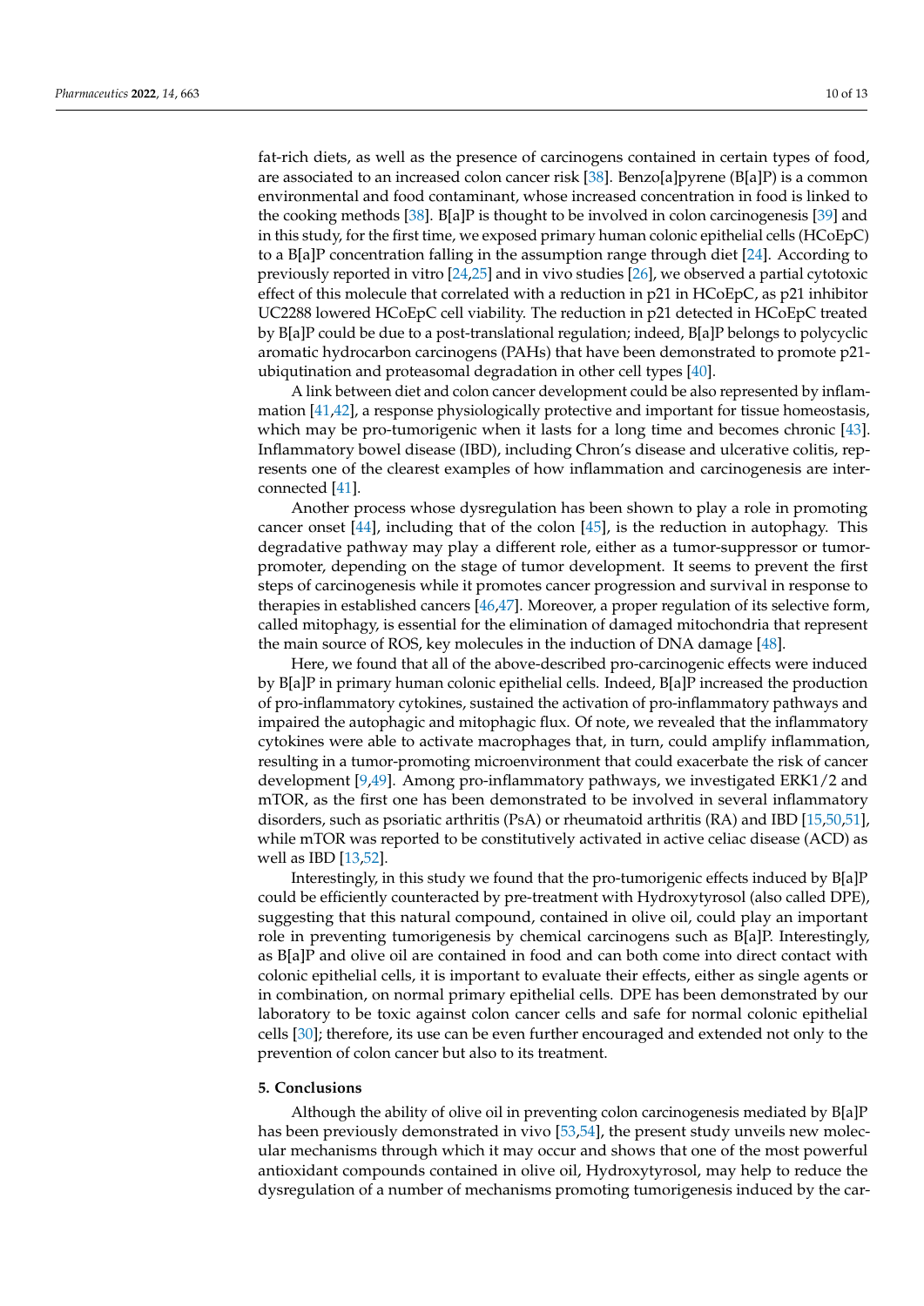fat-rich diets, as well as the presence of carcinogens contained in certain types of food, are associated to an increased colon cancer risk [38]. Benzo[a]pyrene (B[a]P) is a common environmental and food contaminant, whose increased concentration in food is linked to the cooking methods [38]. B[a]P is thought to be involved in colon carcinogenesis [39] and in this study, for the first time, we exposed primary human colonic epithelial cells (HCoEpC) to a B[a]P concentration falling in the assumption range through diet [24]. According to previously reported in vitro [24,25] and in vivo studies [26], we observed a partial cytotoxic effect of this molecule that correlated with a reduction in p21 in HCoEpC, as p21 inhibitor UC2288 lowered HCoEpC cell viability. The reduction in p21 detected in HCoEpC treated by B[a]P could be due to a post-translational regulation; indeed, B[a]P belongs to polycyclic aromatic hydrocarbon carcinogens (PAHs) that have been demonstrated to promote p21-ubiqutination and proteasomal degradation in other cell types [40].

A link between diet and colon cancer development could be also represented by inflammation [41,42], a response physiologically protective and important for tissue homeostasis, which may be pro-tumorigenic when it lasts for a long time and becomes chronic [43]. Inflammatory bowel disease (IBD), including Chron's disease and ulcerative colitis, represents one of the clearest examples of how inflammation and carcinogenesis are interconnected [41].

Another process whose dysregulation has been shown to play a role in promoting cancer onset [44], including that of the colon [45], is the reduction in autophagy. This degradative pathway may play a different role, either as a tumor-suppressor or tumor-promoter, depending on the stage of tumor development. It seems to prevent the first steps of carcinogenesis while it promotes cancer progression and survival in response to therapies in established cancers [46,47]. Moreover, a proper regulation of its selective form, called mitophagy, is essential for the elimination of damaged mitochondria that represent the main source of ROS, key molecules in the induction of DNA damage [48].

Here, we found that all of the above-described pro-carcinogenic effects were induced by B[a]P in primary human colonic epithelial cells. Indeed, B[a]P increased the production of pro-inflammatory cytokines, sustained the activation of pro-inflammatory pathways and impaired the autophagic and mitophagic flux. Of note, we revealed that the inflammatory cytokines were able to activate macrophages that, in turn, could amplify inflammation, resulting in a tumor-promoting microenvironment that could exacerbate the risk of cancer development [9,49]. Among pro-inflammatory pathways, we investigated ERK1/2 and mTOR, as the first one has been demonstrated to be involved in several inflammatory disorders, such as psoriatic arthritis (PsA) or rheumatoid arthritis (RA) and IBD [15,50,51], while mTOR was reported to be constitutively activated in active celiac disease (ACD) as well as IBD [13,52].

Interestingly, in this study we found that the pro-tumorigenic effects induced by B[a]P could be efficiently counteracted by pre-treatment with Hydroxytyrosol (also called DPE), suggesting that this natural compound, contained in olive oil, could play an important role in preventing tumorigenesis by chemical carcinogens such as B[a]P. Interestingly, as B[a]P and olive oil are contained in food and can both come into direct contact with colonic epithelial cells, it is important to evaluate their effects, either as single agents or in combination, on normal primary epithelial cells. DPE has been demonstrated by our laboratory to be toxic against colon cancer cells and safe for normal colonic epithelial cells [30]; therefore, its use can be even further encouraged and extended not only to the prevention of colon cancer but also to its treatment.

## 5. Conclusions

Although the ability of olive oil in preventing colon carcinogenesis mediated by B[a]P has been previously demonstrated in vivo [53,54], the present study unveils new molecular mechanisms through which it may occur and shows that one of the most powerful antioxidant compounds contained in olive oil, Hydroxytyrosol, may help to reduce the dysregulation of a number of mechanisms promoting tumorigenesis induced by the car-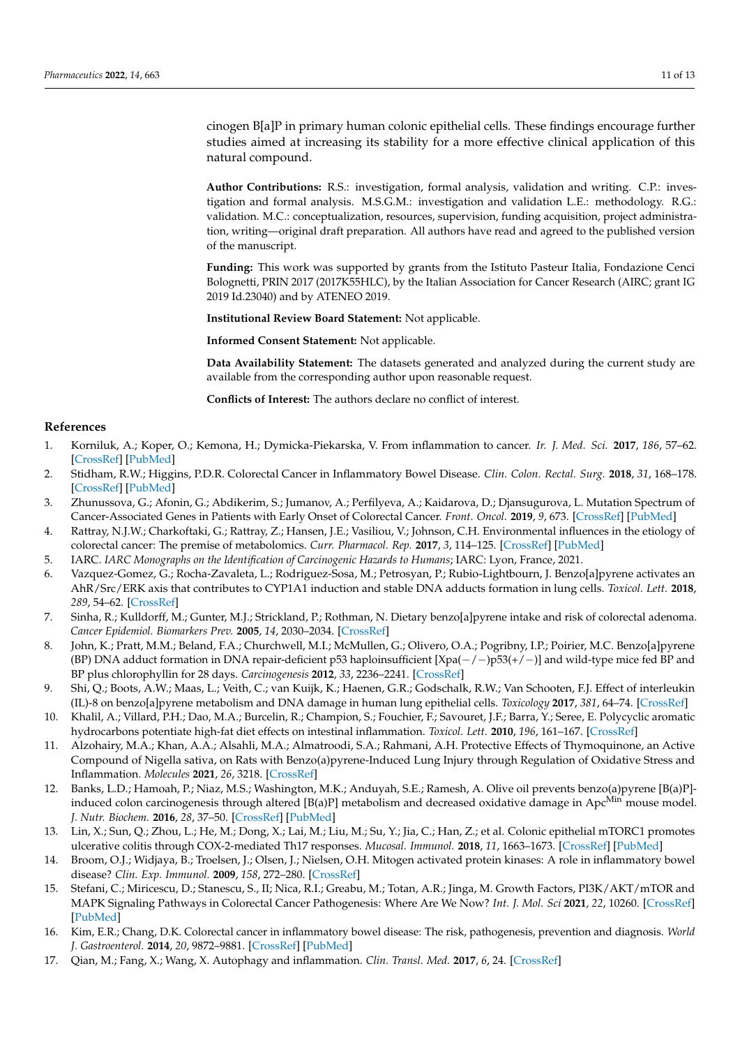cinogen B[a]P in primary human colonic epithelial cells. These findings encourage further studies aimed at increasing its stability for a more effective clinical application of this natural compound.

**Author Contributions:** R.S.: investigation, formal analysis, validation and writing. C.P.: investigation and formal analysis. M.S.G.M.: investigation and validation L.E.: methodology. R.G.: validation. M.C.: conceptualization, resources, supervision, funding acquisition, project administration, writing—original draft preparation. All authors have read and agreed to the published version of the manuscript.

**Funding:** This work was supported by grants from the Istituto Pasteur Italia, Fondazione Cenci Bolognetti, PRIN 2017 (2017K55HLC), by the Italian Association for Cancer Research (AIRC; grant IG 2019 Id.23040) and by ATENEO 2019.

**Institutional Review Board Statement:** Not applicable.

**Informed Consent Statement:** Not applicable.

**Data Availability Statement:** The datasets generated and analyzed during the current study are available from the corresponding author upon reasonable request.

**Conflicts of Interest:** The authors declare no conflict of interest.

## References

1. Korniluk, A.; Koper, O.; Kemona, H.; Dymicka-Piekarska, V. From inflammation to cancer. *Ir. J. Med. Sci.* **2017**, *186*, 57–62. [CrossRef] [PubMed]
2. Stidham, R.W.; Higgins, P.D.R. Colorectal Cancer in Inflammatory Bowel Disease. *Clin. Colon. Rectal. Surg.* **2018**, *31*, 168–178. [CrossRef] [PubMed]
3. Zhunussova, G.; Afonin, G.; Abdikerim, S.; Jumanov, A.; Perfilyeva, A.; Kaidarova, D.; Djansugurova, L. Mutation Spectrum of Cancer-Associated Genes in Patients with Early Onset of Colorectal Cancer. *Front. Oncol.* **2019**, *9*, 673. [CrossRef] [PubMed]
4. Rattray, N.J.W.; Charkoftaki, G.; Rattray, Z.; Hansen, J.E.; Vasiliou, V.; Johnson, C.H. Environmental influences in the etiology of colorectal cancer: The premise of metabolomics. *Curr. Pharmacol. Rep.* **2017**, *3*, 114–125. [CrossRef] [PubMed]
5. IARC. *IARC Monographs on the Identification of Carcinogenic Hazards to Humans*; IARC: Lyon, France, 2021.
6. Vazquez-Gomez, G.; Rocha-Zavaleta, L.; Rodriguez-Sosa, M.; Petrosyan, P.; Rubio-Lightbourn, J. Benzo[a]pyrene activates an AhR/Src/ERK axis that contributes to CYP1A1 induction and stable DNA adducts formation in lung cells. *Toxicol. Lett.* **2018**, *289*, 54–62. [CrossRef]
7. Sinha, R.; Kulldorff, M.; Gunter, M.J.; Strickland, P.; Rothman, N. Dietary benzo[a]pyrene intake and risk of colorectal adenoma. *Cancer Epidemiol. Biomarkers Prev.* **2005**, *14*, 2030–2034. [CrossRef]
8. John, K.; Pratt, M.M.; Beland, F.A.; Churchwell, M.I.; McMullen, G.; Olivero, O.A.; Pogribny, I.P.; Poirier, M.C. Benzo[a]pyrene (BP) DNA adduct formation in DNA repair-deficient p53 haploinsufficient [Xpa(−/−)p53(+/−)] and wild-type mice fed BP and BP plus chlorophyllin for 28 days. *Carcinogenesis* **2012**, *33*, 2236–2241. [CrossRef]
9. Shi, Q.; Boots, A.W.; Maas, L.; Veith, C.; van Kuijk, K.; Haenen, G.R.; Godschalk, R.W.; Van Schooten, F.J. Effect of interleukin (IL)-8 on benzo[a]pyrene metabolism and DNA damage in human lung epithelial cells. *Toxicology* **2017**, *381*, 64–74. [CrossRef]
10. Khalil, A.; Villard, P.H.; Dao, M.A.; Burcelin, R.; Champion, S.; Fouchier, F.; Savouret, J.F.; Barra, Y.; Seree, E. Polycyclic aromatic hydrocarbons potentiate high-fat diet effects on intestinal inflammation. *Toxicol. Lett.* **2010**, *196*, 161–167. [CrossRef]
11. Alzohairy, M.A.; Khan, A.A.; Alsahli, M.A.; Almatroodi, S.A.; Rahmani, A.H. Protective Effects of Thymoquinone, an Active Compound of Nigella sativa, on Rats with Benzo(a)pyrene-Induced Lung Injury through Regulation of Oxidative Stress and Inflammation. *Molecules* **2021**, *26*, 3218. [CrossRef]
12. Banks, L.D.; Hamoah, P.; Niaz, M.S.; Washington, M.K.; Anduyah, S.E.; Ramesh, A. Olive oil prevents benzo(a)pyrene [B(a)P]-induced colon carcinogenesis through altered [B(a)P] metabolism and decreased oxidative damage in Apc$^{Min}$ mouse model. *J. Nutr. Biochem.* **2016**, *28*, 37–50. [CrossRef] [PubMed]
13. Lin, X.; Sun, Q.; Zhou, L.; He, M.; Dong, X.; Lai, M.; Liu, M.; Su, Y.; Jia, C.; Han, Z.; et al. Colonic epithelial mTORC1 promotes ulcerative colitis through COX-2-mediated Th17 responses. *Mucosal. Immunol.* **2018**, *11*, 1663–1673. [CrossRef] [PubMed]
14. Broom, O.J.; Widjaya, B.; Troelsen, J.; Olsen, J.; Nielsen, O.H. Mitogen activated protein kinases: A role in inflammatory bowel disease? *Clin. Exp. Immunol.* **2009**, *158*, 272–280. [CrossRef]
15. Stefani, C.; Miricescu, D.; Stanescu, S., II; Nica, R.I.; Greabu, M.; Totan, A.R.; Jinga, M. Growth Factors, PI3K/AKT/mTOR and MAPK Signaling Pathways in Colorectal Cancer Pathogenesis: Where Are We Now? *Int. J. Mol. Sci* **2021**, *22*, 10260. [CrossRef] [PubMed]
16. Kim, E.R.; Chang, D.K. Colorectal cancer in inflammatory bowel disease: The risk, pathogenesis, prevention and diagnosis. *World J. Gastroenterol.* **2014**, *20*, 9872–9881. [CrossRef] [PubMed]
17. Qian, M.; Fang, X.; Wang, X. Autophagy and inflammation. *Clin. Transl. Med.* **2017**, *6*, 24. [CrossRef]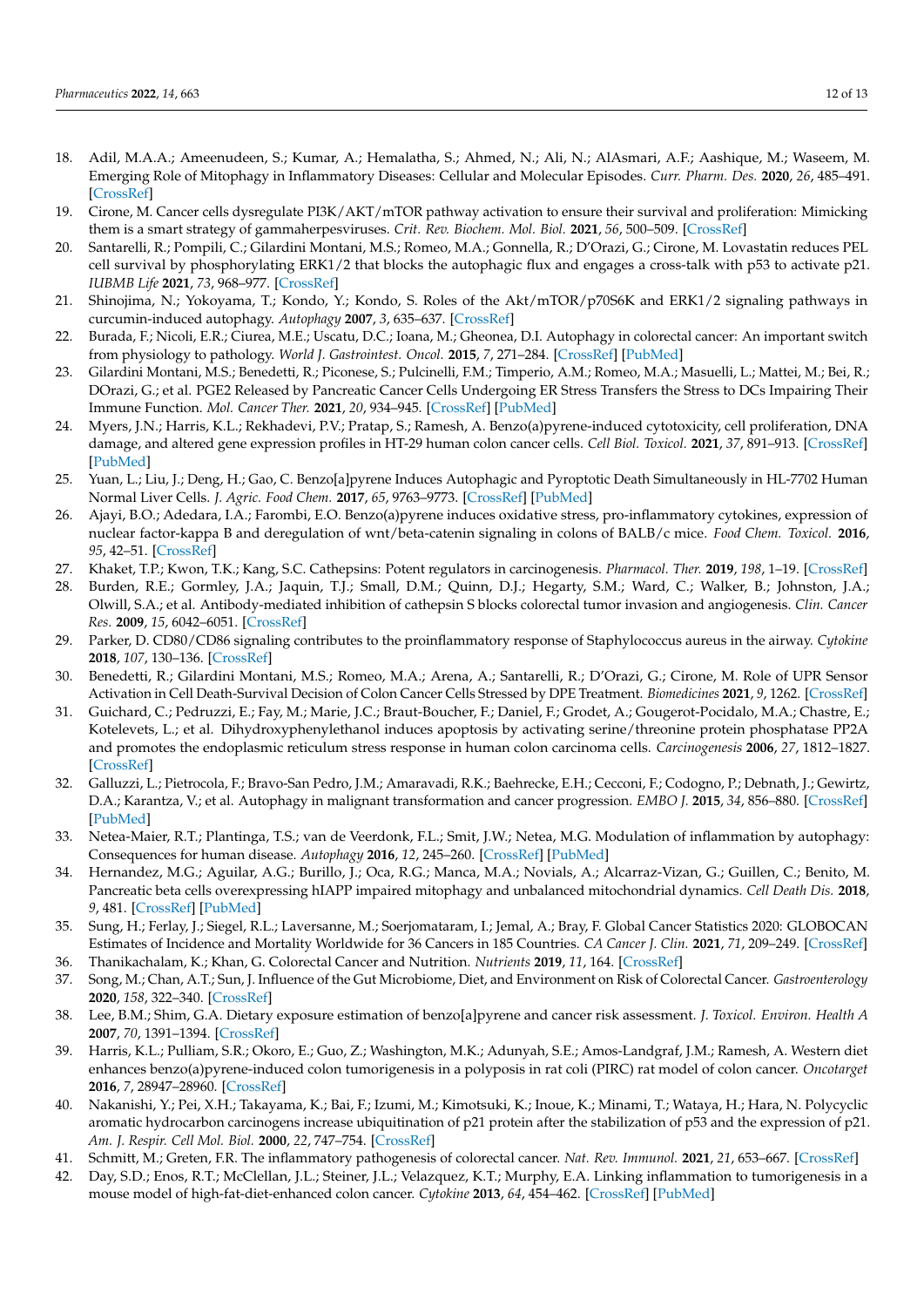18. Adil, M.A.A.; Ameenudeen, S.; Kumar, A.; Hemalatha, S.; Ahmed, N.; Ali, N.; AlAsmari, A.F.; Aashique, M.; Waseem, M. Emerging Role of Mitophagy in Inflammatory Diseases: Cellular and Molecular Episodes. *Curr. Pharm. Des.* **2020**, *26*, 485–491. [CrossRef]
19. Cirone, M. Cancer cells dysregulate PI3K/AKT/mTOR pathway activation to ensure their survival and proliferation: Mimicking them is a smart strategy of gammaherpesviruses. *Crit. Rev. Biochem. Mol. Biol.* **2021**, *56*, 500–509. [CrossRef]
20. Santarelli, R.; Pompili, C.; Gilardini Montani, M.S.; Romeo, M.A.; Gonnella, R.; D'Orazi, G.; Cirone, M. Lovastatin reduces PEL cell survival by phosphorylating ERK1/2 that blocks the autophagic flux and engages a cross-talk with p53 to activate p21. *IUBMB Life* **2021**, *73*, 968–977. [CrossRef]
21. Shinojima, N.; Yokoyama, T.; Kondo, Y.; Kondo, S. Roles of the Akt/mTOR/p70S6K and ERK1/2 signaling pathways in curcumin-induced autophagy. *Autophagy* **2007**, *3*, 635–637. [CrossRef]
22. Burada, F.; Nicoli, E.R.; Ciurea, M.E.; Uscatu, D.C.; Ioana, M.; Gheonea, D.I. Autophagy in colorectal cancer: An important switch from physiology to pathology. *World J. Gastrointest. Oncol.* **2015**, *7*, 271–284. [CrossRef] [PubMed]
23. Gilardini Montani, M.S.; Benedetti, R.; Piconese, S.; Pulcinelli, F.M.; Timperio, A.M.; Romeo, M.A.; Masuelli, L.; Mattei, M.; Bei, R.; DOrazi, G.; et al. PGE2 Released by Pancreatic Cancer Cells Undergoing ER Stress Transfers the Stress to DCs Impairing Their Immune Function. *Mol. Cancer Ther.* **2021**, *20*, 934–945. [CrossRef] [PubMed]
24. Myers, J.N.; Harris, K.L.; Rekhadevi, P.V.; Pratap, S.; Ramesh, A. Benzo(a)pyrene-induced cytotoxicity, cell proliferation, DNA damage, and altered gene expression profiles in HT-29 human colon cancer cells. *Cell Biol. Toxicol.* **2021**, *37*, 891–913. [CrossRef] [PubMed]
25. Yuan, L.; Liu, J.; Deng, H.; Gao, C. Benzo[a]pyrene Induces Autophagic and Pyroptotic Death Simultaneously in HL-7702 Human Normal Liver Cells. *J. Agric. Food Chem.* **2017**, *65*, 9763–9773. [CrossRef] [PubMed]
26. Ajayi, B.O.; Adedara, I.A.; Farombi, E.O. Benzo(a)pyrene induces oxidative stress, pro-inflammatory cytokines, expression of nuclear factor-kappa B and deregulation of wnt/beta-catenin signaling in colons of BALB/c mice. *Food Chem. Toxicol.* **2016**, *95*, 42–51. [CrossRef]
27. Khaket, T.P.; Kwon, T.K.; Kang, S.C. Cathepsins: Potent regulators in carcinogenesis. *Pharmacol. Ther.* **2019**, *198*, 1–19. [CrossRef]
28. Burden, R.E.; Gormley, J.A.; Jaquin, T.J.; Small, D.M.; Quinn, D.J.; Hegarty, S.M.; Ward, C.; Walker, B.; Johnston, J.A.; Olwill, S.A.; et al. Antibody-mediated inhibition of cathepsin S blocks colorectal tumor invasion and angiogenesis. *Clin. Cancer Res.* **2009**, *15*, 6042–6051. [CrossRef]
29. Parker, D. CD80/CD86 signaling contributes to the proinflammatory response of Staphylococcus aureus in the airway. *Cytokine* **2018**, *107*, 130–136. [CrossRef]
30. Benedetti, R.; Gilardini Montani, M.S.; Romeo, M.A.; Arena, A.; Santarelli, R.; D'Orazi, G.; Cirone, M. Role of UPR Sensor Activation in Cell Death-Survival Decision of Colon Cancer Cells Stressed by DPE Treatment. *Biomedicines* **2021**, *9*, 1262. [CrossRef]
31. Guichard, C.; Pedruzzi, E.; Fay, M.; Marie, J.C.; Braut-Boucher, F.; Daniel, F.; Grodet, A.; Gougerot-Pocidalo, M.A.; Chastre, E.; Kotelevets, L.; et al. Dihydroxyphenylethanol induces apoptosis by activating serine/threonine protein phosphatase PP2A and promotes the endoplasmic reticulum stress response in human colon carcinoma cells. *Carcinogenesis* **2006**, *27*, 1812–1827. [CrossRef]
32. Galluzzi, L.; Pietrocola, F.; Bravo-San Pedro, J.M.; Amaravadi, R.K.; Baehrecke, E.H.; Cecconi, F.; Codogno, P.; Debnath, J.; Gewirtz, D.A.; Karantza, V.; et al. Autophagy in malignant transformation and cancer progression. *EMBO J.* **2015**, *34*, 856–880. [CrossRef] [PubMed]
33. Netea-Maier, R.T.; Plantinga, T.S.; van de Veerdonk, F.L.; Smit, J.W.; Netea, M.G. Modulation of inflammation by autophagy: Consequences for human disease. *Autophagy* **2016**, *12*, 245–260. [CrossRef] [PubMed]
34. Hernandez, M.G.; Aguilar, A.G.; Burillo, J.; Oca, R.G.; Manca, M.A.; Novials, A.; Alcarraz-Vizan, G.; Guillen, C.; Benito, M. Pancreatic beta cells overexpressing hIAPP impaired mitophagy and unbalanced mitochondrial dynamics. *Cell Death Dis.* **2018**, *9*, 481. [CrossRef] [PubMed]
35. Sung, H.; Ferlay, J.; Siegel, R.L.; Laversanne, M.; Soerjomataram, I.; Jemal, A.; Bray, F. Global Cancer Statistics 2020: GLOBOCAN Estimates of Incidence and Mortality Worldwide for 36 Cancers in 185 Countries. *CA Cancer J. Clin.* **2021**, *71*, 209–249. [CrossRef]
36. Thanikachalam, K.; Khan, G. Colorectal Cancer and Nutrition. *Nutrients* **2019**, *11*, 164. [CrossRef]
37. Song, M.; Chan, A.T.; Sun, J. Influence of the Gut Microbiome, Diet, and Environment on Risk of Colorectal Cancer. *Gastroenterology* **2020**, *158*, 322–340. [CrossRef]
38. Lee, B.M.; Shim, G.A. Dietary exposure estimation of benzo[a]pyrene and cancer risk assessment. *J. Toxicol. Environ. Health A* **2007**, *70*, 1391–1394. [CrossRef]
39. Harris, K.L.; Pulliam, S.R.; Okoro, E.; Guo, Z.; Washington, M.K.; Adunyah, S.E.; Amos-Landgraf, J.M.; Ramesh, A. Western diet enhances benzo(a)pyrene-induced colon tumorigenesis in a polyposis in rat coli (PIRC) rat model of colon cancer. *Oncotarget* **2016**, *7*, 28947–28960. [CrossRef]
40. Nakanishi, Y.; Pei, X.H.; Takayama, K.; Bai, F.; Izumi, M.; Kimotsuki, K.; Inoue, K.; Minami, T.; Wataya, H.; Hara, N. Polycyclic aromatic hydrocarbon carcinogens increase ubiquitination of p21 protein after the stabilization of p53 and the expression of p21. *Am. J. Respir. Cell Mol. Biol.* **2000**, *22*, 747–754. [CrossRef]
41. Schmitt, M.; Greten, F.R. The inflammatory pathogenesis of colorectal cancer. *Nat. Rev. Immunol.* **2021**, *21*, 653–667. [CrossRef]
42. Day, S.D.; Enos, R.T.; McClellan, J.L.; Steiner, J.L.; Velazquez, K.T.; Murphy, E.A. Linking inflammation to tumorigenesis in a mouse model of high-fat-diet-enhanced colon cancer. *Cytokine* **2013**, *64*, 454–462. [CrossRef] [PubMed]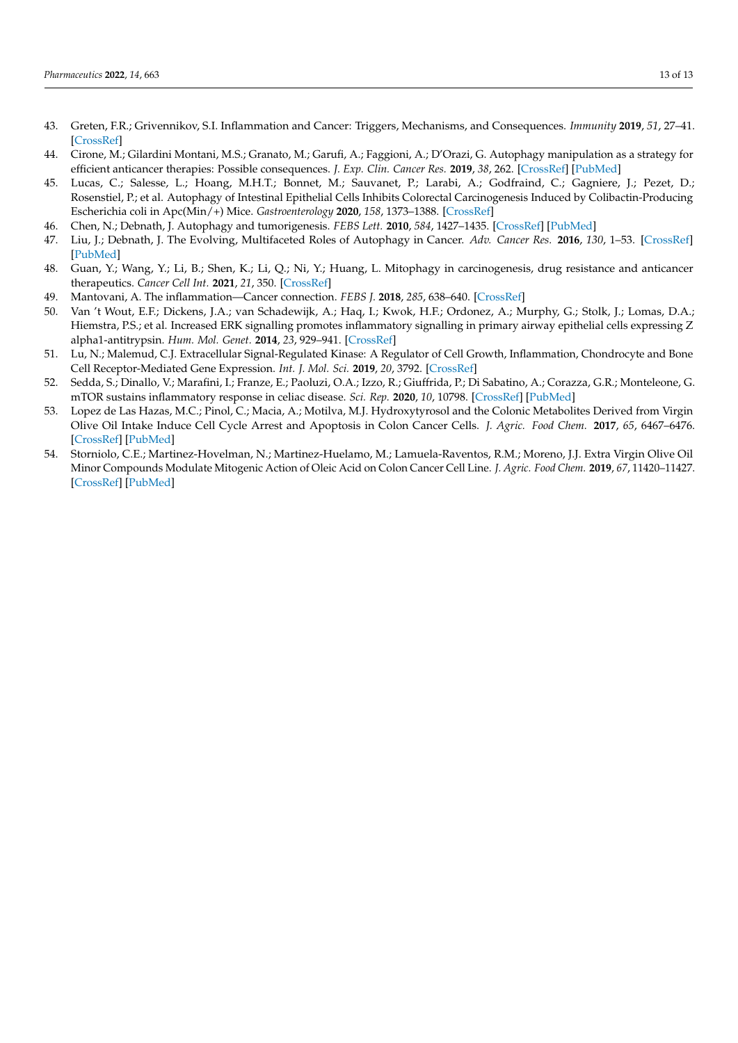43. Greten, F.R.; Grivennikov, S.I. Inflammation and Cancer: Triggers, Mechanisms, and Consequences. *Immunity* **2019**, *51*, 27–41. [CrossRef]
44. Cirone, M.; Gilardini Montani, M.S.; Granato, M.; Garufi, A.; Faggioni, A.; D'Orazi, G. Autophagy manipulation as a strategy for efficient anticancer therapies: Possible consequences. *J. Exp. Clin. Cancer Res.* **2019**, *38*, 262. [CrossRef] [PubMed]
45. Lucas, C.; Salesse, L.; Hoang, M.H.T.; Bonnet, M.; Sauvanet, P.; Larabi, A.; Godfraind, C.; Gagniere, J.; Pezet, D.; Rosenstiel, P.; et al. Autophagy of Intestinal Epithelial Cells Inhibits Colorectal Carcinogenesis Induced by Colibactin-Producing Escherichia coli in Apc(Min/+) Mice. *Gastroenterology* **2020**, *158*, 1373–1388. [CrossRef]
46. Chen, N.; Debnath, J. Autophagy and tumorigenesis. *FEBS Lett.* **2010**, *584*, 1427–1435. [CrossRef] [PubMed]
47. Liu, J.; Debnath, J. The Evolving, Multifaceted Roles of Autophagy in Cancer. *Adv. Cancer Res.* **2016**, *130*, 1–53. [CrossRef] [PubMed]
48. Guan, Y.; Wang, Y.; Li, B.; Shen, K.; Li, Q.; Ni, Y.; Huang, L. Mitophagy in carcinogenesis, drug resistance and anticancer therapeutics. *Cancer Cell Int.* **2021**, *21*, 350. [CrossRef]
49. Mantovani, A. The inflammation—Cancer connection. *FEBS J.* **2018**, *285*, 638–640. [CrossRef]
50. Van 't Wout, E.F.; Dickens, J.A.; van Schadewijk, A.; Haq, I.; Kwok, H.F.; Ordonez, A.; Murphy, G.; Stolk, J.; Lomas, D.A.; Hiemstra, P.S.; et al. Increased ERK signalling promotes inflammatory signalling in primary airway epithelial cells expressing Z alpha1-antitrypsin. *Hum. Mol. Genet.* **2014**, *23*, 929–941. [CrossRef]
51. Lu, N.; Malemud, C.J. Extracellular Signal-Regulated Kinase: A Regulator of Cell Growth, Inflammation, Chondrocyte and Bone Cell Receptor-Mediated Gene Expression. *Int. J. Mol. Sci.* **2019**, *20*, 3792. [CrossRef]
52. Sedda, S.; Dinallo, V.; Marafini, I.; Franze, E.; Paoluzi, O.A.; Izzo, R.; Giuffrida, P.; Di Sabatino, A.; Corazza, G.R.; Monteleone, G. mTOR sustains inflammatory response in celiac disease. *Sci. Rep.* **2020**, *10*, 10798. [CrossRef] [PubMed]
53. Lopez de Las Hazas, M.C.; Pinol, C.; Macia, A.; Motilva, M.J. Hydroxytyrosol and the Colonic Metabolites Derived from Virgin Olive Oil Intake Induce Cell Cycle Arrest and Apoptosis in Colon Cancer Cells. *J. Agric. Food Chem.* **2017**, *65*, 6467–6476. [CrossRef] [PubMed]
54. Storniolo, C.E.; Martinez-Hovelman, N.; Martinez-Huelamo, M.; Lamuela-Raventos, R.M.; Moreno, J.J. Extra Virgin Olive Oil Minor Compounds Modulate Mitogenic Action of Oleic Acid on Colon Cancer Cell Line. *J. Agric. Food Chem.* **2019**, *67*, 11420–11427. [CrossRef] [PubMed]